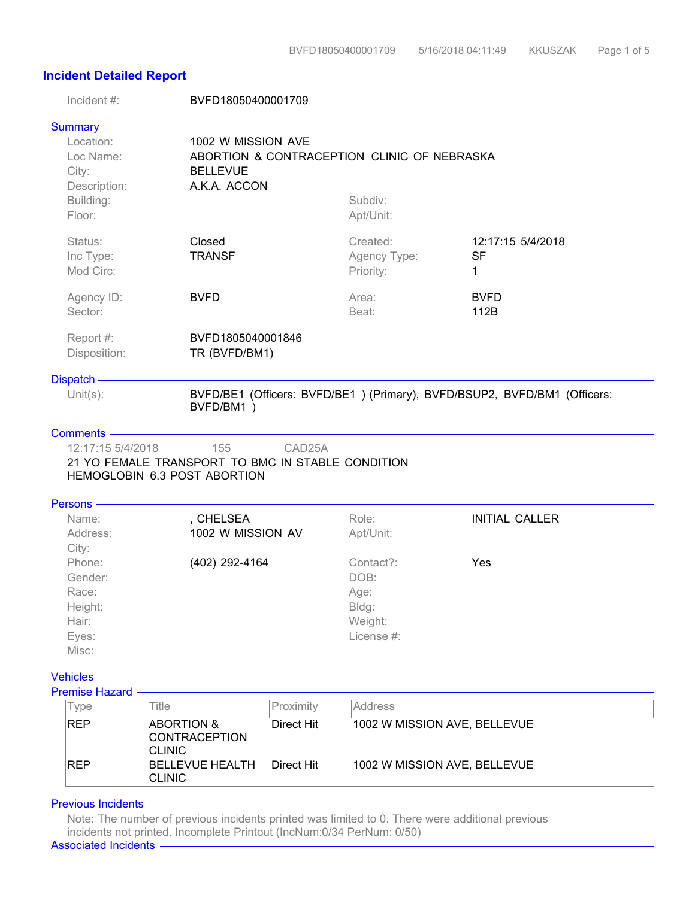# Incident Detailed Report

Incident #: BVFD18050400001709

## Summary

| | | | |
|---|---|---|---|
| Location: | 1002 W MISSION AVE | | |
| Loc Name: | ABORTION & CONTRACEPTION CLINIC OF NEBRASKA | | |
| City: | BELLEVUE | | |
| Description: | A.K.A. ACCON | | |
| Building: | | Subdiv: | |
| Floor: | | Apt/Unit: | |
| Status: | Closed | Created: | 12:17:15 5/4/2018 |
| Inc Type: | TRANSF | Agency Type: | SF |
| Mod Circ: | | Priority: | 1 |
| Agency ID: | BVFD | Area: | BVFD |
| Sector: | | Beat: | 112B |
| Report #: | BVFD1805040001846 | | |
| Disposition: | TR (BVFD/BM1) | | |

## Dispatch

Unit(s): BVFD/BE1 (Officers: BVFD/BE1 ) (Primary), BVFD/BSUP2, BVFD/BM1 (Officers: BVFD/BM1 )

## Comments

12:17:15 5/4/2018 155 CAD25A

21 YO FEMALE TRANSPORT TO BMC IN STABLE CONDITION
HEMOGLOBIN 6.3 POST ABORTION

## Persons

| | | | |
|---|---|---|---|
| Name: | , CHELSEA | Role: | INITIAL CALLER |
| Address: | 1002 W MISSION AV | Apt/Unit: | |
| City: | | | |
| Phone: | (402) 292-4164 | Contact?: | Yes |
| Gender: | | DOB: | |
| Race: | | Age: | |
| Height: | | Bldg: | |
| Hair: | | Weight: | |
| Eyes: | | License #: | |
| Misc: | | | |

## Vehicles

## Premise Hazard

| Type | Title | Proximity | Address |
|---|---|---|---|
| REP | ABORTION & CONTRACEPTION CLINIC | Direct Hit | 1002 W MISSION AVE, BELLEVUE |
| REP | BELLEVUE HEALTH CLINIC | Direct Hit | 1002 W MISSION AVE, BELLEVUE |

## Previous Incidents

Note: The number of previous incidents printed was limited to 0. There were additional previous incidents not printed. Incomplete Printout (IncNum:0/34 PerNum: 0/50)

## Associated Incidents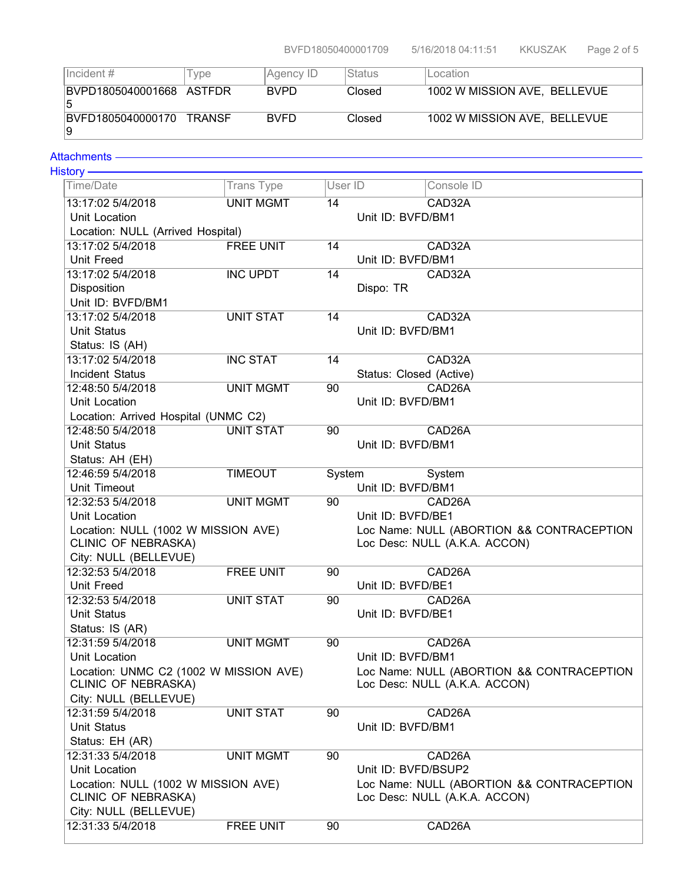| Incident # | Type | Agency ID | Status | Location |
|---|---|---|---|---|
| BVPD18050400016685 | ASTFDR | BVPD | Closed | 1002 W MISSION AVE, BELLEVUE |
| BVFD18050400001709 | TRANSF | BVFD | Closed | 1002 W MISSION AVE, BELLEVUE |

## Attachments

## History

| Time/Date | Trans Type | User ID | Console ID |
|---|---|---|---|
| 13:17:02 5/4/2018 | UNIT MGMT | 14 | CAD32A |
| Unit Location | | Unit ID: BVFD/BM1 | |
| Location: NULL (Arrived Hospital) | | | |
| 13:17:02 5/4/2018 | FREE UNIT | 14 | CAD32A |
| Unit Freed | | Unit ID: BVFD/BM1 | |
| 13:17:02 5/4/2018 | INC UPDT | 14 | CAD32A |
| Disposition | | Dispo: TR | |
| Unit ID: BVFD/BM1 | | | |
| 13:17:02 5/4/2018 | UNIT STAT | 14 | CAD32A |
| Unit Status | | Unit ID: BVFD/BM1 | |
| Status: IS (AH) | | | |
| 13:17:02 5/4/2018 | INC STAT | 14 | CAD32A |
| Incident Status | | Status: Closed (Active) | |
| 12:48:50 5/4/2018 | UNIT MGMT | 90 | CAD26A |
| Unit Location | | Unit ID: BVFD/BM1 | |
| Location: Arrived Hospital (UNMC C2) | | | |
| 12:48:50 5/4/2018 | UNIT STAT | 90 | CAD26A |
| Unit Status | | Unit ID: BVFD/BM1 | |
| Status: AH (EH) | | | |
| 12:46:59 5/4/2018 | TIMEOUT | System | System |
| Unit Timeout | | Unit ID: BVFD/BM1 | |
| 12:32:53 5/4/2018 | UNIT MGMT | 90 | CAD26A |
| Unit Location | | Unit ID: BVFD/BE1 | |
| Location: NULL (1002 W MISSION AVE) CLINIC OF NEBRASKA) | | Loc Name: NULL (ABORTION && CONTRACEPTION Loc Desc: NULL (A.K.A. ACCON) | |
| City: NULL (BELLEVUE) | | | |
| 12:32:53 5/4/2018 | FREE UNIT | 90 | CAD26A |
| Unit Freed | | Unit ID: BVFD/BE1 | |
| 12:32:53 5/4/2018 | UNIT STAT | 90 | CAD26A |
| Unit Status | | Unit ID: BVFD/BE1 | |
| Status: IS (AR) | | | |
| 12:31:59 5/4/2018 | UNIT MGMT | 90 | CAD26A |
| Unit Location | | Unit ID: BVFD/BM1 | |
| Location: UNMC C2 (1002 W MISSION AVE) CLINIC OF NEBRASKA) | | Loc Name: NULL (ABORTION && CONTRACEPTION Loc Desc: NULL (A.K.A. ACCON) | |
| City: NULL (BELLEVUE) | | | |
| 12:31:59 5/4/2018 | UNIT STAT | 90 | CAD26A |
| Unit Status | | Unit ID: BVFD/BM1 | |
| Status: EH (AR) | | | |
| 12:31:33 5/4/2018 | UNIT MGMT | 90 | CAD26A |
| Unit Location | | Unit ID: BVFD/BSUP2 | |
| Location: NULL (1002 W MISSION AVE) CLINIC OF NEBRASKA) | | Loc Name: NULL (ABORTION && CONTRACEPTION Loc Desc: NULL (A.K.A. ACCON) | |
| City: NULL (BELLEVUE) | | | |
| 12:31:33 5/4/2018 | FREE UNIT | 90 | CAD26A |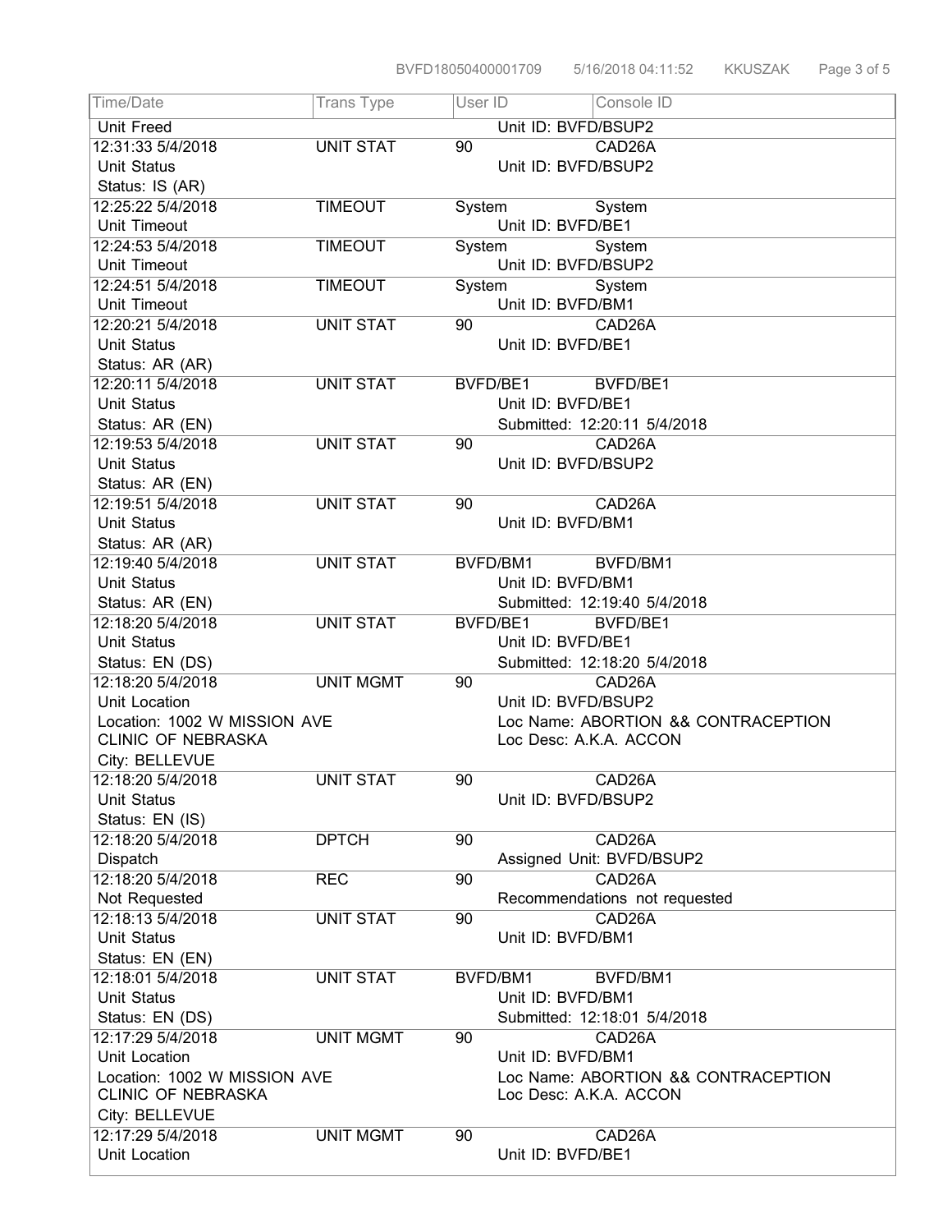| Time/Date | Trans Type | User ID | Console ID |
|---|---|---|---|
| Unit Freed | | Unit ID: BVFD/BSUP2 | |
| 12:31:33 5/4/2018 | UNIT STAT | 90 | CAD26A |
| Unit Status<br>Status: IS (AR) | | Unit ID: BVFD/BSUP2 | |
| 12:25:22 5/4/2018 | TIMEOUT | System | System |
| Unit Timeout | | Unit ID: BVFD/BE1 | |
| 12:24:53 5/4/2018 | TIMEOUT | System | System |
| Unit Timeout | | Unit ID: BVFD/BSUP2 | |
| 12:24:51 5/4/2018 | TIMEOUT | System | System |
| Unit Timeout | | Unit ID: BVFD/BM1 | |
| 12:20:21 5/4/2018 | UNIT STAT | 90 | CAD26A |
| Unit Status<br>Status: AR (AR) | | Unit ID: BVFD/BE1 | |
| 12:20:11 5/4/2018 | UNIT STAT | BVFD/BE1 | BVFD/BE1 |
| Unit Status<br>Status: AR (EN) | | Unit ID: BVFD/BE1<br>Submitted: 12:20:11 5/4/2018 | |
| 12:19:53 5/4/2018 | UNIT STAT | 90 | CAD26A |
| Unit Status<br>Status: AR (EN) | | Unit ID: BVFD/BSUP2 | |
| 12:19:51 5/4/2018 | UNIT STAT | 90 | CAD26A |
| Unit Status<br>Status: AR (AR) | | Unit ID: BVFD/BM1 | |
| 12:19:40 5/4/2018 | UNIT STAT | BVFD/BM1 | BVFD/BM1 |
| Unit Status<br>Status: AR (EN) | | Unit ID: BVFD/BM1<br>Submitted: 12:19:40 5/4/2018 | |
| 12:18:20 5/4/2018 | UNIT STAT | BVFD/BE1 | BVFD/BE1 |
| Unit Status<br>Status: EN (DS) | | Unit ID: BVFD/BE1<br>Submitted: 12:18:20 5/4/2018 | |
| 12:18:20 5/4/2018 | UNIT MGMT | 90 | CAD26A |
| Unit Location<br>Location: 1002 W MISSION AVE<br>CLINIC OF NEBRASKA<br>City: BELLEVUE | | Unit ID: BVFD/BSUP2<br>Loc Name: ABORTION && CONTRACEPTION<br>Loc Desc: A.K.A. ACCON | |
| 12:18:20 5/4/2018 | UNIT STAT | 90 | CAD26A |
| Unit Status<br>Status: EN (IS) | | Unit ID: BVFD/BSUP2 | |
| 12:18:20 5/4/2018 | DPTCH | 90 | CAD26A |
| Dispatch | | Assigned Unit: BVFD/BSUP2 | |
| 12:18:20 5/4/2018 | REC | 90 | CAD26A |
| Not Requested | | Recommendations not requested | |
| 12:18:13 5/4/2018 | UNIT STAT | 90 | CAD26A |
| Unit Status<br>Status: EN (EN) | | Unit ID: BVFD/BM1 | |
| 12:18:01 5/4/2018 | UNIT STAT | BVFD/BM1 | BVFD/BM1 |
| Unit Status<br>Status: EN (DS) | | Unit ID: BVFD/BM1<br>Submitted: 12:18:01 5/4/2018 | |
| 12:17:29 5/4/2018 | UNIT MGMT | 90 | CAD26A |
| Unit Location<br>Location: 1002 W MISSION AVE<br>CLINIC OF NEBRASKA<br>City: BELLEVUE | | Unit ID: BVFD/BM1<br>Loc Name: ABORTION && CONTRACEPTION<br>Loc Desc: A.K.A. ACCON | |
| 12:17:29 5/4/2018 | UNIT MGMT | 90 | CAD26A |
| Unit Location | | Unit ID: BVFD/BE1 | |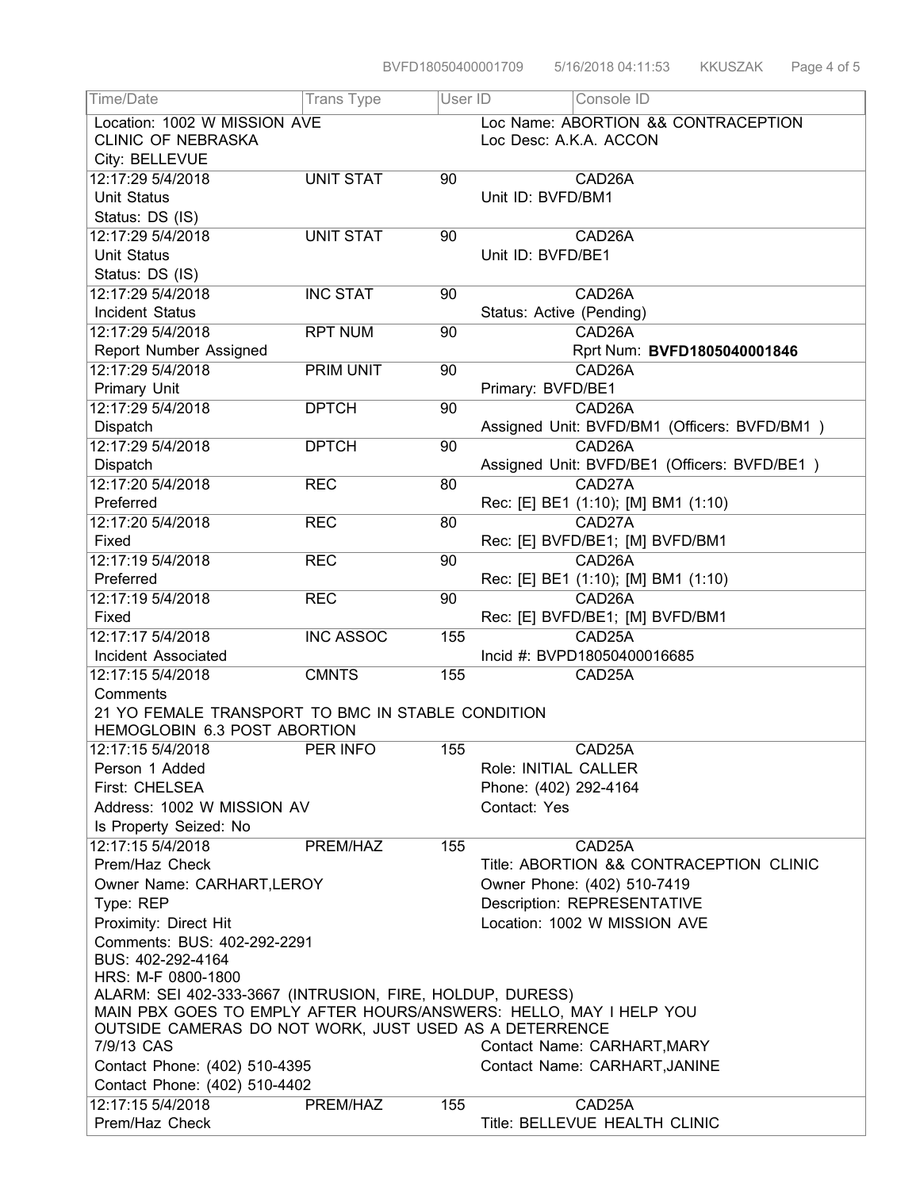| Time/Date | Trans Type | User ID | Console ID |
|---|---|---|---|
| Location: 1002 W MISSION AVE<br>CLINIC OF NEBRASKA<br>City: BELLEVUE | | Loc Name: ABORTION && CONTRACEPTION<br>Loc Desc: A.K.A. ACCON | |
| 12:17:29 5/4/2018<br>Unit Status<br>Status: DS (IS) | UNIT STAT | 90<br>Unit ID: BVFD/BM1 | CAD26A |
| 12:17:29 5/4/2018<br>Unit Status<br>Status: DS (IS) | UNIT STAT | 90<br>Unit ID: BVFD/BE1 | CAD26A |
| 12:17:29 5/4/2018<br>Incident Status | INC STAT | 90<br>Status: Active (Pending) | CAD26A |
| 12:17:29 5/4/2018<br>Report Number Assigned | RPT NUM | 90 | CAD26A<br>Rprt Num: **BVFD1805040001846** |
| 12:17:29 5/4/2018<br>Primary Unit | PRIM UNIT | 90<br>Primary: BVFD/BE1 | CAD26A |
| 12:17:29 5/4/2018<br>Dispatch | DPTCH | 90<br>Assigned Unit: BVFD/BM1 (Officers: BVFD/BM1 ) | CAD26A |
| 12:17:29 5/4/2018<br>Dispatch | DPTCH | 90<br>Assigned Unit: BVFD/BE1 (Officers: BVFD/BE1 ) | CAD26A |
| 12:17:20 5/4/2018<br>Preferred | REC | 80<br>Rec: [E] BE1 (1:10); [M] BM1 (1:10) | CAD27A |
| 12:17:20 5/4/2018<br>Fixed | REC | 80<br>Rec: [E] BVFD/BE1; [M] BVFD/BM1 | CAD27A |
| 12:17:19 5/4/2018<br>Preferred | REC | 90<br>Rec: [E] BE1 (1:10); [M] BM1 (1:10) | CAD26A |
| 12:17:19 5/4/2018<br>Fixed | REC | 90<br>Rec: [E] BVFD/BE1; [M] BVFD/BM1 | CAD26A |
| 12:17:17 5/4/2018<br>Incident Associated | INC ASSOC | 155<br>Incid #: BVPD18050400016685 | CAD25A |
| 12:17:15 5/4/2018<br>Comments<br>21 YO FEMALE TRANSPORT TO BMC IN STABLE CONDITION<br>HEMOGLOBIN 6.3 POST ABORTION | CMNTS | 155 | CAD25A |
| 12:17:15 5/4/2018<br>Person 1 Added<br>First: CHELSEA<br>Address: 1002 W MISSION AV<br>Is Property Seized: No | PER INFO | 155<br>Role: INITIAL CALLER<br>Phone: (402) 292-4164<br>Contact: Yes | CAD25A |
| 12:17:15 5/4/2018<br>Prem/Haz Check<br>Owner Name: CARHART,LEROY<br>Type: REP<br>Proximity: Direct Hit<br>Comments: BUS: 402-292-2291<br>BUS: 402-292-4164<br>HRS: M-F 0800-1800<br>ALARM: SEI 402-333-3667 (INTRUSION, FIRE, HOLDUP, DURESS)<br>MAIN PBX GOES TO EMPLY AFTER HOURS/ANSWERS: HELLO, MAY I HELP YOU<br>OUTSIDE CAMERAS DO NOT WORK, JUST USED AS A DETERRENCE<br>7/9/13 CAS<br>Contact Phone: (402) 510-4395<br>Contact Phone: (402) 510-4402 | PREM/HAZ | 155<br>Title: ABORTION && CONTRACEPTION CLINIC<br>Owner Phone: (402) 510-7419<br>Description: REPRESENTATIVE<br>Location: 1002 W MISSION AVE<br>Contact Name: CARHART,MARY<br>Contact Name: CARHART,JANINE | CAD25A |
| 12:17:15 5/4/2018<br>Prem/Haz Check | PREM/HAZ | 155<br>Title: BELLEVUE HEALTH CLINIC | CAD25A |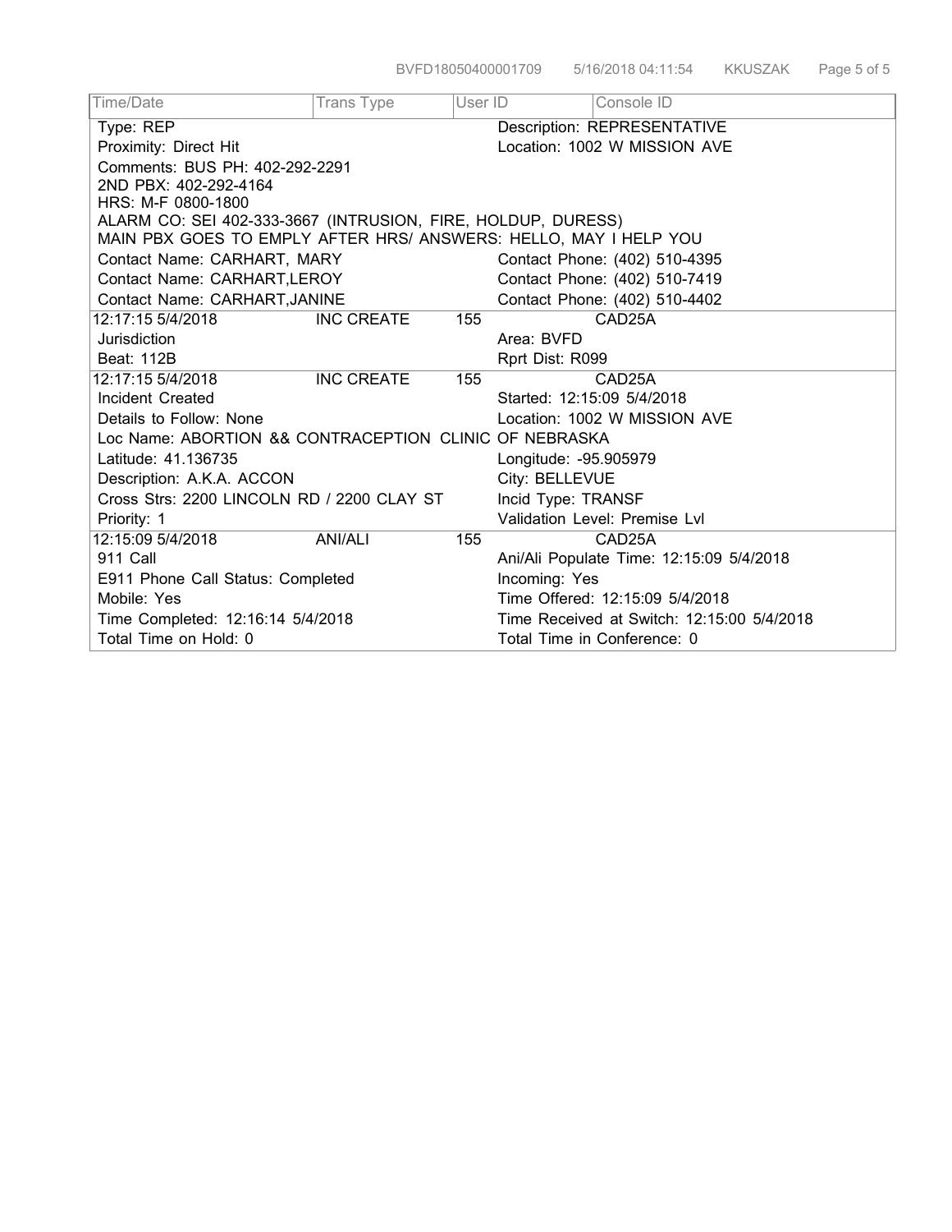| Time/Date | Trans Type | User ID | Console ID |
|---|---|---|---|
| Type: REP | | Description: REPRESENTATIVE | |
| Proximity: Direct Hit | | Location: 1002 W MISSION AVE | |
| Comments: BUS PH: 402-292-2291<br>2ND PBX: 402-292-4164<br>HRS: M-F 0800-1800<br>ALARM CO: SEI 402-333-3667 (INTRUSION, FIRE, HOLDUP, DURESS)<br>MAIN PBX GOES TO EMPLY AFTER HRS/ ANSWERS: HELLO, MAY I HELP YOU | | | |
| Contact Name: CARHART, MARY | | Contact Phone: (402) 510-4395 | |
| Contact Name: CARHART,LEROY | | Contact Phone: (402) 510-7419 | |
| Contact Name: CARHART,JANINE | | Contact Phone: (402) 510-4402 | |
| 12:17:15 5/4/2018 | INC CREATE | 155 | CAD25A |
| Jurisdiction | | Area: BVFD | |
| Beat: 112B | | Rprt Dist: R099 | |
| 12:17:15 5/4/2018 | INC CREATE | 155 | CAD25A |
| Incident Created | | Started: 12:15:09 5/4/2018 | |
| Details to Follow: None | | Location: 1002 W MISSION AVE | |
| Loc Name: ABORTION && CONTRACEPTION CLINIC OF NEBRASKA | | | |
| Latitude: 41.136735 | | Longitude: -95.905979 | |
| Description: A.K.A. ACCON | | City: BELLEVUE | |
| Cross Strs: 2200 LINCOLN RD / 2200 CLAY ST | | Incid Type: TRANSF | |
| Priority: 1 | | Validation Level: Premise Lvl | |
| 12:15:09 5/4/2018 | ANI/ALI | 155 | CAD25A |
| 911 Call | | Ani/Ali Populate Time: 12:15:09 5/4/2018 | |
| E911 Phone Call Status: Completed | | Incoming: Yes | |
| Mobile: Yes | | Time Offered: 12:15:09 5/4/2018 | |
| Time Completed: 12:16:14 5/4/2018 | | Time Received at Switch: 12:15:00 5/4/2018 | |
| Total Time on Hold: 0 | | Total Time in Conference: 0 | |